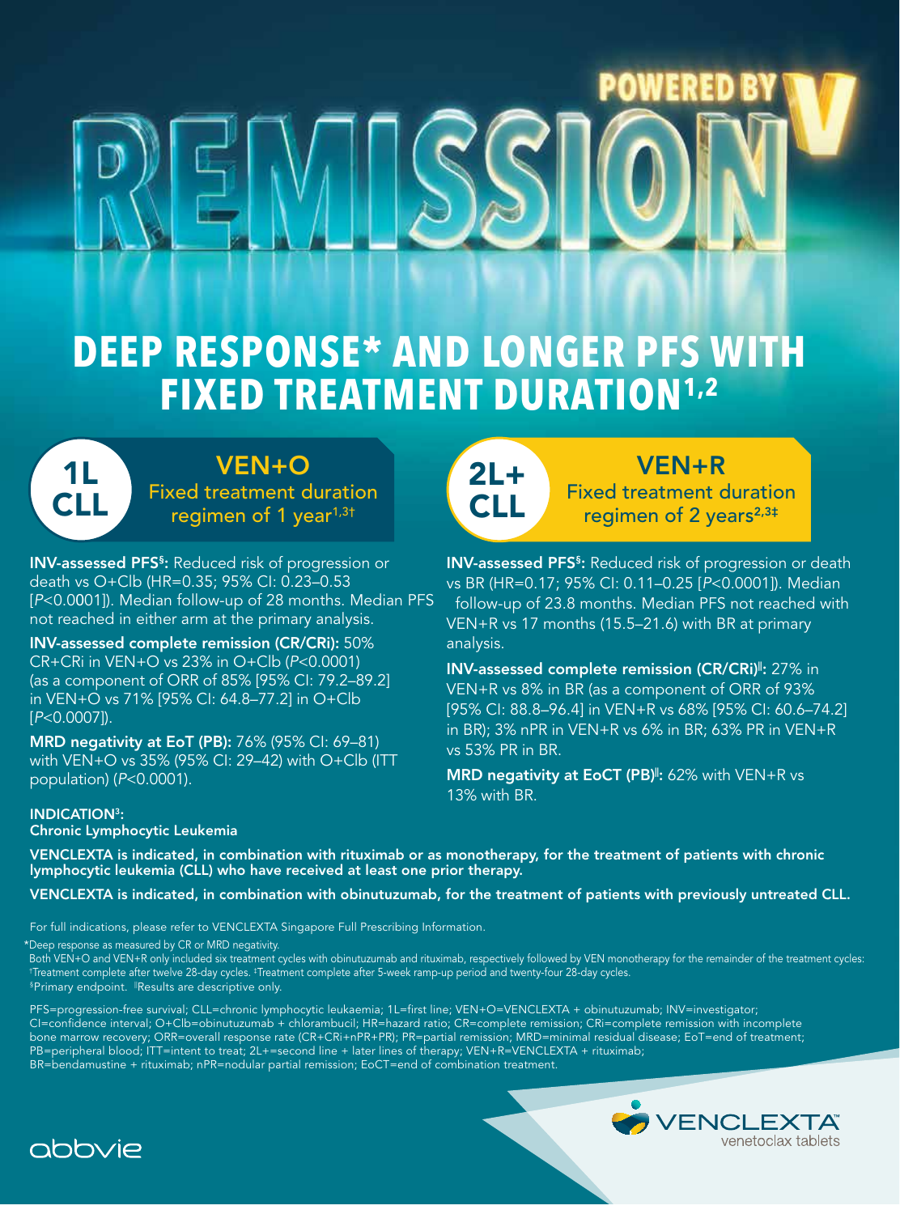# REMISSION

POWERED BY V

## DEEP RESPONSE* AND LONGER PFS WITH FIXED TREATMENT DURATION[1,2]

### 1L CLL — VEN+O

Fixed treatment duration regimen of 1 year[1,3†]

**INV-assessed PFS[§]:** Reduced risk of progression or death vs O+Clb (HR=0.35; 95% CI: 0.23–0.53 [*P*<0.0001]). Median follow-up of 28 months. Median PFS not reached in either arm at the primary analysis.

**INV-assessed complete remission (CR/CRi):** 50% CR+CRi in VEN+O vs 23% in O+Clb (*P*<0.0001) (as a component of ORR of 85% [95% CI: 79.2–89.2] in VEN+O vs 71% [95% CI: 64.8–77.2] in O+Clb [*P*<0.0007]).

**MRD negativity at EoT (PB):** 76% (95% CI: 69–81) with VEN+O vs 35% (95% CI: 29–42) with O+Clb (ITT population) (*P*<0.0001).

### 2L+ CLL — VEN+R

Fixed treatment duration regimen of 2 years[2,3‡]

**INV-assessed PFS[§]:** Reduced risk of progression or death vs BR (HR=0.17; 95% CI: 0.11–0.25 [*P*<0.0001]). Median follow-up of 23.8 months. Median PFS not reached with VEN+R vs 17 months (15.5–21.6) with BR at primary analysis.

**INV-assessed complete remission (CR/CRi)[‖]:** 27% in VEN+R vs 8% in BR (as a component of ORR of 93% [95% CI: 88.8–96.4] in VEN+R vs 68% [95% CI: 60.6–74.2] in BR); 3% nPR in VEN+R vs 6% in BR; 63% PR in VEN+R vs 53% PR in BR.

**MRD negativity at EoCT (PB)[‖]:** 62% with VEN+R vs 13% with BR.

**INDICATION[3]:**
**Chronic Lymphocytic Leukemia**

**VENCLEXTA is indicated, in combination with rituximab or as monotherapy, for the treatment of patients with chronic lymphocytic leukemia (CLL) who have received at least one prior therapy.**

**VENCLEXTA is indicated, in combination with obinutuzumab, for the treatment of patients with previously untreated CLL.**

For full indications, please refer to VENCLEXTA Singapore Full Prescribing Information.

*Deep response as measured by CR or MRD negativity.
Both VEN+O and VEN+R only included six treatment cycles with obinutuzumab and rituximab, respectively followed by VEN monotherapy for the remainder of the treatment cycles: †Treatment complete after twelve 28-day cycles. ‡Treatment complete after 5-week ramp-up period and twenty-four 28-day cycles.
§Primary endpoint. ‖Results are descriptive only.

PFS=progression-free survival; CLL=chronic lymphocytic leukaemia; 1L=first line; VEN+O=VENCLEXTA + obinutuzumab; INV=investigator; CI=confidence interval; O+Clb=obinutuzumab + chlorambucil; HR=hazard ratio; CR=complete remission; CRi=complete remission with incomplete bone marrow recovery; ORR=overall response rate (CR+CRi+nPR+PR); PR=partial remission; MRD=minimal residual disease; EoT=end of treatment; PB=peripheral blood; ITT=intent to treat; 2L+=second line + later lines of therapy; VEN+R=VENCLEXTA + rituximab; BR=bendamustine + rituximab; nPR=nodular partial remission; EoCT=end of combination treatment.

VENCLEXTA™ venetoclax tablets

abbvie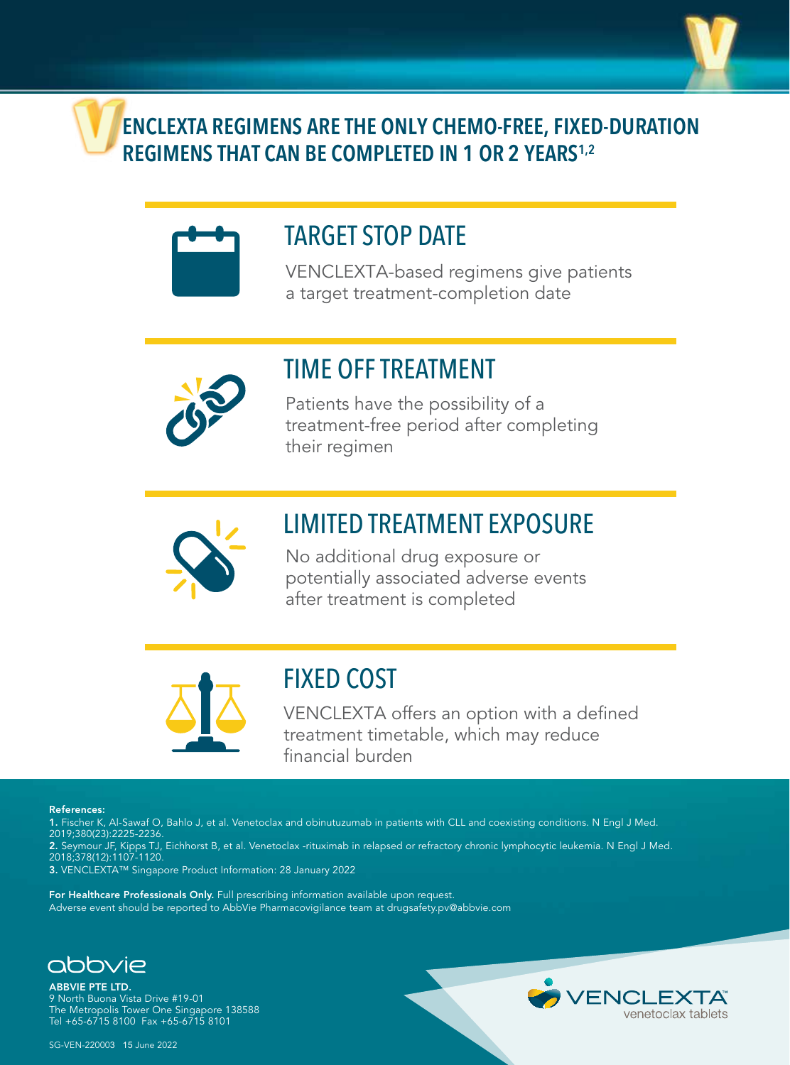# VENCLEXTA REGIMENS ARE THE ONLY CHEMO-FREE, FIXED-DURATION REGIMENS THAT CAN BE COMPLETED IN 1 OR 2 YEARS[1,2]

## TARGET STOP DATE

VENCLEXTA-based regimens give patients a target treatment-completion date

## TIME OFF TREATMENT

Patients have the possibility of a treatment-free period after completing their regimen

## LIMITED TREATMENT EXPOSURE

No additional drug exposure or potentially associated adverse events after treatment is completed

## FIXED COST

VENCLEXTA offers an option with a defined treatment timetable, which may reduce financial burden

**References:**

1. Fischer K, Al-Sawaf O, Bahlo J, et al. Venetoclax and obinutuzumab in patients with CLL and coexisting conditions. N Engl J Med. 2019;380(23):2225-2236.
2. Seymour JF, Kipps TJ, Eichhorst B, et al. Venetoclax -rituximab in relapsed or refractory chronic lymphocytic leukemia. N Engl J Med. 2018;378(12):1107-1120.
3. VENCLEXTA™ Singapore Product Information: 28 January 2022

**For Healthcare Professionals Only.** Full prescribing information available upon request.
Adverse event should be reported to AbbVie Pharmacovigilance team at drugsafety.pv@abbvie.com

abbvie

**ABBVIE PTE LTD.**
9 North Buona Vista Drive #19-01
The Metropolis Tower One Singapore 138588
Tel +65-6715 8100 Fax +65-6715 8101

VENCLEXTA™ venetoclax tablets

SG-VEN-220003 15 June 2022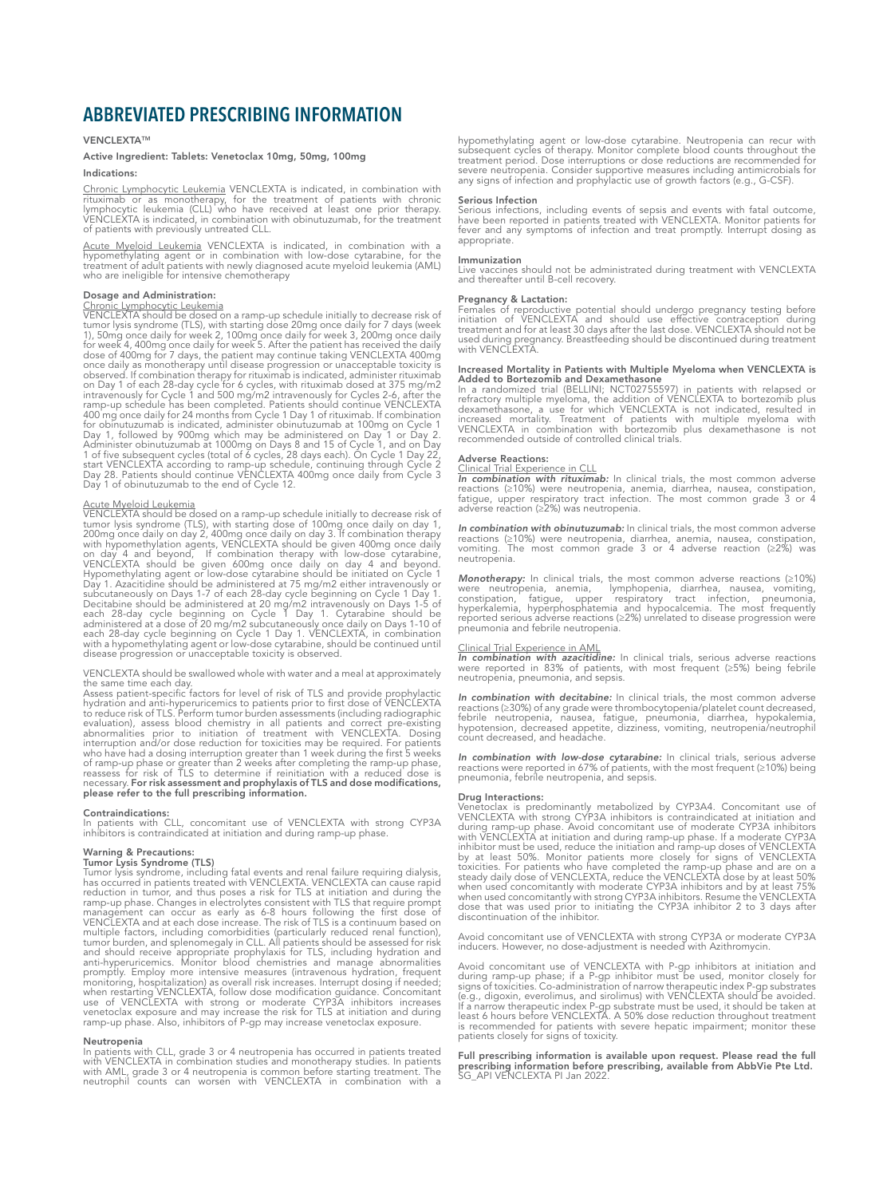# ABBREVIATED PRESCRIBING INFORMATION

**VENCLEXTA™**

**Active Ingredient: Tablets: Venetoclax 10mg, 50mg, 100mg**

**Indications:**

Chronic Lymphocytic Leukemia VENCLEXTA is indicated, in combination with rituximab or as monotherapy, for the treatment of patients with chronic lymphocytic leukemia (CLL) who have received at least one prior therapy. VENCLEXTA is indicated, in combination with obinutuzumab, for the treatment of patients with previously untreated CLL.

Acute Myeloid Leukemia VENCLEXTA is indicated, in combination with a hypomethylating agent or in combination with low-dose cytarabine, for the treatment of adult patients with newly diagnosed acute myeloid leukemia (AML) who are ineligible for intensive chemotherapy

**Dosage and Administration:**

Chronic Lymphocytic Leukemia

VENCLEXTA should be dosed on a ramp-up schedule initially to decrease risk of tumor lysis syndrome (TLS), with starting dose 20mg once daily for 7 days (week 1), 50mg once daily for week 2, 100mg once daily for week 3, 200mg once daily for week 4, 400mg once daily for week 5. After the patient has received the daily dose of 400mg for 7 days, the patient may continue taking VENCLEXTA 400mg once daily as monotherapy until disease progression or unacceptable toxicity is observed. If combination therapy for rituximab is indicated, administer rituximab on Day 1 of each 28-day cycle for 6 cycles, with rituximab dosed at 375 mg/m2 intravenously for Cycle 1 and 500 mg/m2 intravenously for Cycles 2-6, after the ramp-up schedule has been completed. Patients should continue VENCLEXTA 400 mg once daily for 24 months from Cycle 1 Day 1 of rituximab. If combination for obinutuzumab is indicated, administer obinutuzumab at 100mg on Cycle 1 Day 1, followed by 900mg which may be administered on Day 1 or Day 2. Administer obinutuzumab at 1000mg on Days 8 and 15 of Cycle 1, and on Day 1 of five subsequent cycles (total of 6 cycles, 28 days each). On Cycle 1 Day 22, start VENCLEXTA according to ramp-up schedule, continuing through Cycle 2 Day 28. Patients should continue VENCLEXTA 400mg once daily from Cycle 3 Day 1 of obinutuzumab to the end of Cycle 12.

Acute Myeloid Leukemia

VENCLEXTA should be dosed on a ramp-up schedule initially to decrease risk of tumor lysis syndrome (TLS), with starting dose of 100mg once daily on day 1, 200mg once daily on day 2, 400mg once daily on day 3. If combination therapy with hypomethylation agents, VENCLEXTA should be given 400mg once daily on day 4 and beyond. If combination therapy with low-dose cytarabine, VENCLEXTA should be given 600mg once daily on day 4 and beyond. Hypomethylating agent or low-dose cytarabine should be initiated on Cycle 1 Day 1. Azacitidine should be administered at 75 mg/m2 either intravenously or subcutaneously on Days 1-7 of each 28-day cycle beginning on Cycle 1 Day 1. Decitabine should be administered at 20 mg/m2 intravenously on Days 1-5 of each 28-day cycle beginning on Cycle 1 Day 1. Cytarabine should be administered at a dose of 20 mg/m2 subcutaneously once daily on Days 1-10 of each 28-day cycle beginning on Cycle 1 Day 1. VENCLEXTA, in combination with a hypomethylating agent or low-dose cytarabine, should be continued until disease progression or unacceptable toxicity is observed.

VENCLEXTA should be swallowed whole with water and a meal at approximately the same time each day.

Assess patient-specific factors for level of risk of TLS and provide prophylactic hydration and anti-hyperuricemics to patients prior to first dose of VENCLEXTA to reduce risk of TLS. Perform tumor burden assessments (including radiographic evaluation), assess blood chemistry in all patients and correct pre-existing abnormalities prior to initiation of treatment with VENCLEXTA. Dosing interruption and/or dose reduction for toxicities may be required. For patients who have had a dosing interruption greater than 1 week during the first 5 weeks of ramp-up phase or greater than 2 weeks after completing the ramp-up phase, reassess for risk of TLS to determine if reinitiation with a reduced dose is necessary. **For risk assessment and prophylaxis of TLS and dose modifications, please refer to the full prescribing information.**

**Contraindications:**

In patients with CLL, concomitant use of VENCLEXTA with strong CYP3A inhibitors is contraindicated at initiation and during ramp-up phase.

**Warning & Precautions:**

**Tumor Lysis Syndrome (TLS)**

Tumor lysis syndrome, including fatal events and renal failure requiring dialysis, has occurred in patients treated with VENCLEXTA. VENCLEXTA can cause rapid reduction in tumor, and thus poses a risk for TLS at initiation and during the ramp-up phase. Changes in electrolytes consistent with TLS that require prompt management can occur as early as 6-8 hours following the first dose of VENCLEXTA and at each dose increase. The risk of TLS is a continuum based on multiple factors, including comorbidities (particularly reduced renal function), tumor burden, and splenomegaly in CLL. All patients should be assessed for risk and should receive appropriate prophylaxis for TLS, including hydration and anti-hyperuricemics. Monitor blood chemistries and manage abnormalities promptly. Employ more intensive measures (intravenous hydration, frequent monitoring, hospitalization) as overall risk increases. Interrupt dosing if needed; when restarting VENCLEXTA, follow dose modification guidance. Concomitant use of VENCLEXTA with strong or moderate CYP3A inhibitors increases venetoclax exposure and may increase the risk for TLS at initiation and during ramp-up phase. Also, inhibitors of P-gp may increase venetoclax exposure.

**Neutropenia**

In patients with CLL, grade 3 or 4 neutropenia has occurred in patients treated with VENCLEXTA in combination studies and monotherapy studies. In patients with AML, grade 3 or 4 neutropenia is common before starting treatment. The neutrophil counts can worsen with VENCLEXTA in combination with a hypomethylating agent or low-dose cytarabine. Neutropenia can recur with subsequent cycles of therapy. Monitor complete blood counts throughout the treatment period. Dose interruptions or dose reductions are recommended for severe neutropenia. Consider supportive measures including antimicrobials for any signs of infection and prophylactic use of growth factors (e.g., G-CSF).

**Serious Infection**

Serious infections, including events of sepsis and events with fatal outcome, have been reported in patients treated with VENCLEXTA. Monitor patients for fever and any symptoms of infection and treat promptly. Interrupt dosing as appropriate.

**Immunization**

Live vaccines should not be administrated during treatment with VENCLEXTA and thereafter until B-cell recovery.

**Pregnancy & Lactation:**

Females of reproductive potential should undergo pregnancy testing before initiation of VENCLEXTA and should use effective contraception during treatment and for at least 30 days after the last dose. VENCLEXTA should not be used during pregnancy. Breastfeeding should be discontinued during treatment with VENCLEXTA.

**Increased Mortality in Patients with Multiple Myeloma when VENCLEXTA is Added to Bortezomib and Dexamethasone**

In a randomized trial (BELLINI; NCT02755597) in patients with relapsed or refractory multiple myeloma, the addition of VENCLEXTA to bortezomib plus dexamethasone, a use for which VENCLEXTA is not indicated, resulted in increased mortality. Treatment of patients with multiple myeloma with VENCLEXTA in combination with bortezomib plus dexamethasone is not recommended outside of controlled clinical trials.

**Adverse Reactions:**

Clinical Trial Experience in CLL

***In combination with rituximab:*** In clinical trials, the most common adverse reactions (≥10%) were neutropenia, anemia, diarrhea, nausea, constipation, fatigue, upper respiratory tract infection. The most common grade 3 or 4 adverse reaction (≥2%) was neutropenia.

***In combination with obinutuzumab:*** In clinical trials, the most common adverse reactions (≥10%) were neutropenia, diarrhea, anemia, nausea, constipation, vomiting. The most common grade 3 or 4 adverse reaction (≥2%) was neutropenia.

***Monotherapy:*** In clinical trials, the most common adverse reactions (≥10%) were neutropenia, anemia, lymphopenia, diarrhea, nausea, vomiting, constipation, fatigue, upper respiratory tract infection, pneumonia, hyperkalemia, hyperphosphatemia and hypocalcemia. The most frequently reported serious adverse reactions (≥2%) unrelated to disease progression were pneumonia and febrile neutropenia.

Clinical Trial Experience in AML

***In combination with azacitidine:*** In clinical trials, serious adverse reactions were reported in 83% of patients, with most frequent (≥5%) being febrile neutropenia, pneumonia, and sepsis.

***In combination with decitabine:*** In clinical trials, the most common adverse reactions (≥30%) of any grade were thrombocytopenia/platelet count decreased, febrile neutropenia, nausea, fatigue, pneumonia, diarrhea, hypokalemia, hypotension, decreased appetite, dizziness, vomiting, neutropenia/neutrophil count decreased, and headache.

***In combination with low-dose cytarabine:*** In clinical trials, serious adverse reactions were reported in 67% of patients, with the most frequent (≥10%) being pneumonia, febrile neutropenia, and sepsis.

**Drug Interactions:**

Venetoclax is predominantly metabolized by CYP3A4. Concomitant use of VENCLEXTA with strong CYP3A inhibitors is contraindicated at initiation and during ramp-up phase. Avoid concomitant use of moderate CYP3A inhibitors with VENCLEXTA at initiation and during ramp-up phase. If a moderate CYP3A inhibitor must be used, reduce the initiation and ramp-up doses of VENCLEXTA by at least 50%. Monitor patients more closely for signs of VENCLEXTA toxicities. For patients who have completed the ramp-up phase and are on a steady daily dose of VENCLEXTA, reduce the VENCLEXTA dose by at least 50% when used concomitantly with moderate CYP3A inhibitors and by at least 75% when used concomitantly with strong CYP3A inhibitors. Resume the VENCLEXTA dose that was used prior to initiating the CYP3A inhibitor 2 to 3 days after discontinuation of the inhibitor.

Avoid concomitant use of VENCLEXTA with strong CYP3A or moderate CYP3A inducers. However, no dose-adjustment is needed with Azithromycin.

Avoid concomitant use of VENCLEXTA with P-gp inhibitors at initiation and during ramp-up phase; if a P-gp inhibitor must be used, monitor closely for signs of toxicities. Co-administration of narrow therapeutic index P-gp substrates (e.g., digoxin, everolimus, and sirolimus) with VENCLEXTA should be avoided. If a narrow therapeutic index P-gp substrate must be used, it should be taken at least 6 hours before VENCLEXTA. A 50% dose reduction throughout treatment is recommended for patients with severe hepatic impairment; monitor these patients closely for signs of toxicity.

**Full prescribing information is available upon request. Please read the full prescribing information before prescribing, available from AbbVie Pte Ltd.**
SG_API VENCLEXTA PI Jan 2022.